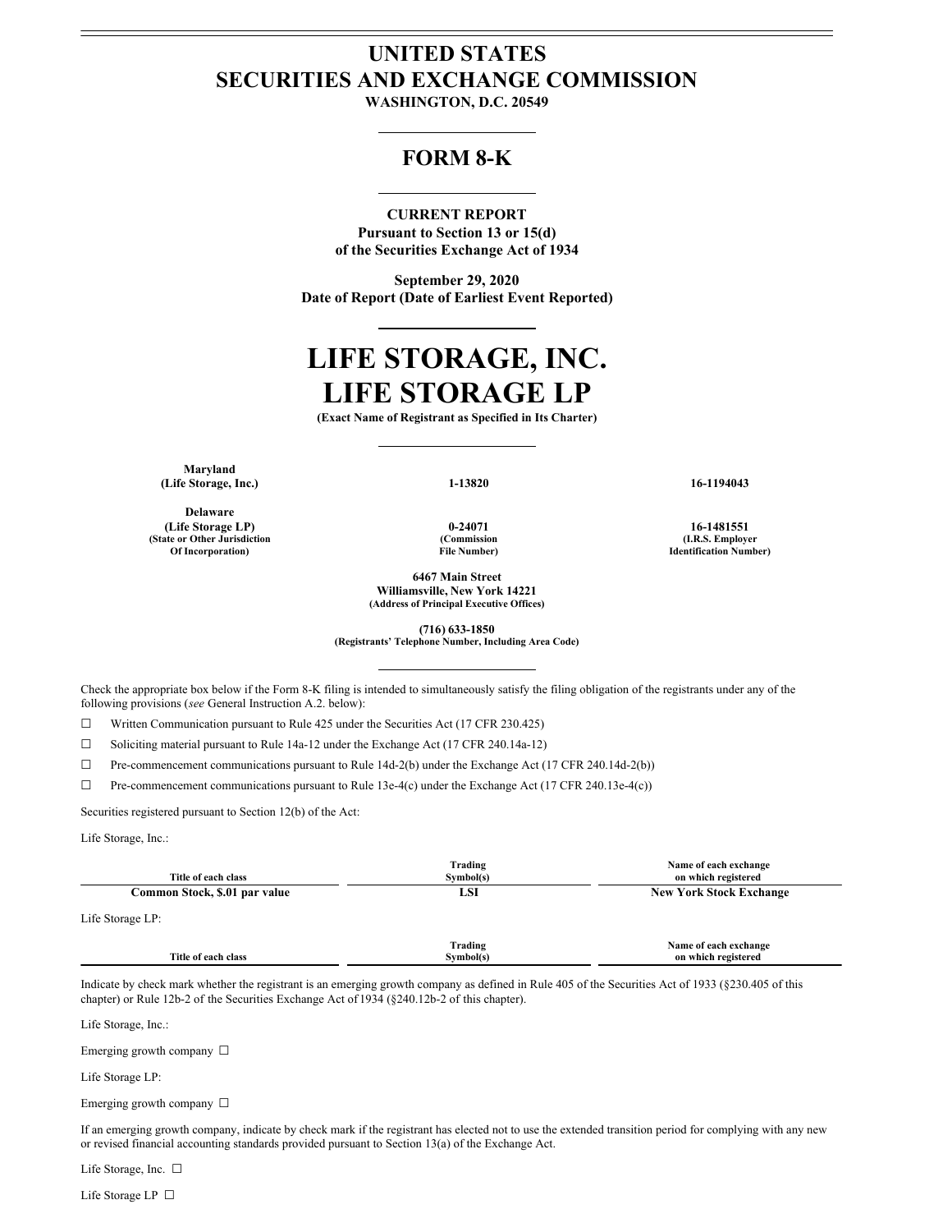# UNITED STATES
# SECURITIES AND EXCHANGE COMMISSION

**WASHINGTON, D.C. 20549**

## FORM 8-K

**CURRENT REPORT**
**Pursuant to Section 13 or 15(d)**
**of the Securities Exchange Act of 1934**

**September 29, 2020**
**Date of Report (Date of Earliest Event Reported)**

# LIFE STORAGE, INC.
# LIFE STORAGE LP

**(Exact Name of Registrant as Specified in Its Charter)**

| (State or Other Jurisdiction Of Incorporation) | (Commission File Number) | (I.R.S. Employer Identification Number) |
|---|---|---|
| **Maryland (Life Storage, Inc.)** | **1-13820** | **16-1194043** |
| **Delaware (Life Storage LP)** | **0-24071** | **16-1481551** |

**6467 Main Street**
**Williamsville, New York 14221**
**(Address of Principal Executive Offices)**

**(716) 633-1850**
**(Registrants' Telephone Number, Including Area Code)**

Check the appropriate box below if the Form 8-K filing is intended to simultaneously satisfy the filing obligation of the registrants under any of the following provisions (*see* General Instruction A.2. below):

☐ Written Communication pursuant to Rule 425 under the Securities Act (17 CFR 230.425)

☐ Soliciting material pursuant to Rule 14a-12 under the Exchange Act (17 CFR 240.14a-12)

☐ Pre-commencement communications pursuant to Rule 14d-2(b) under the Exchange Act (17 CFR 240.14d-2(b))

☐ Pre-commencement communications pursuant to Rule 13e-4(c) under the Exchange Act (17 CFR 240.13e-4(c))

Securities registered pursuant to Section 12(b) of the Act:

Life Storage, Inc.:

| Title of each class | Trading Symbol(s) | Name of each exchange on which registered |
|---|---|---|
| **Common Stock, $.01 par value** | **LSI** | **New York Stock Exchange** |

Life Storage LP:

| Title of each class | Trading Symbol(s) | Name of each exchange on which registered |
|---|---|---|

Indicate by check mark whether the registrant is an emerging growth company as defined in Rule 405 of the Securities Act of 1933 (§230.405 of this chapter) or Rule 12b-2 of the Securities Exchange Act of 1934 (§240.12b-2 of this chapter).

Life Storage, Inc.:

Emerging growth company ☐

Life Storage LP:

Emerging growth company ☐

If an emerging growth company, indicate by check mark if the registrant has elected not to use the extended transition period for complying with any new or revised financial accounting standards provided pursuant to Section 13(a) of the Exchange Act.

Life Storage, Inc. ☐

Life Storage LP ☐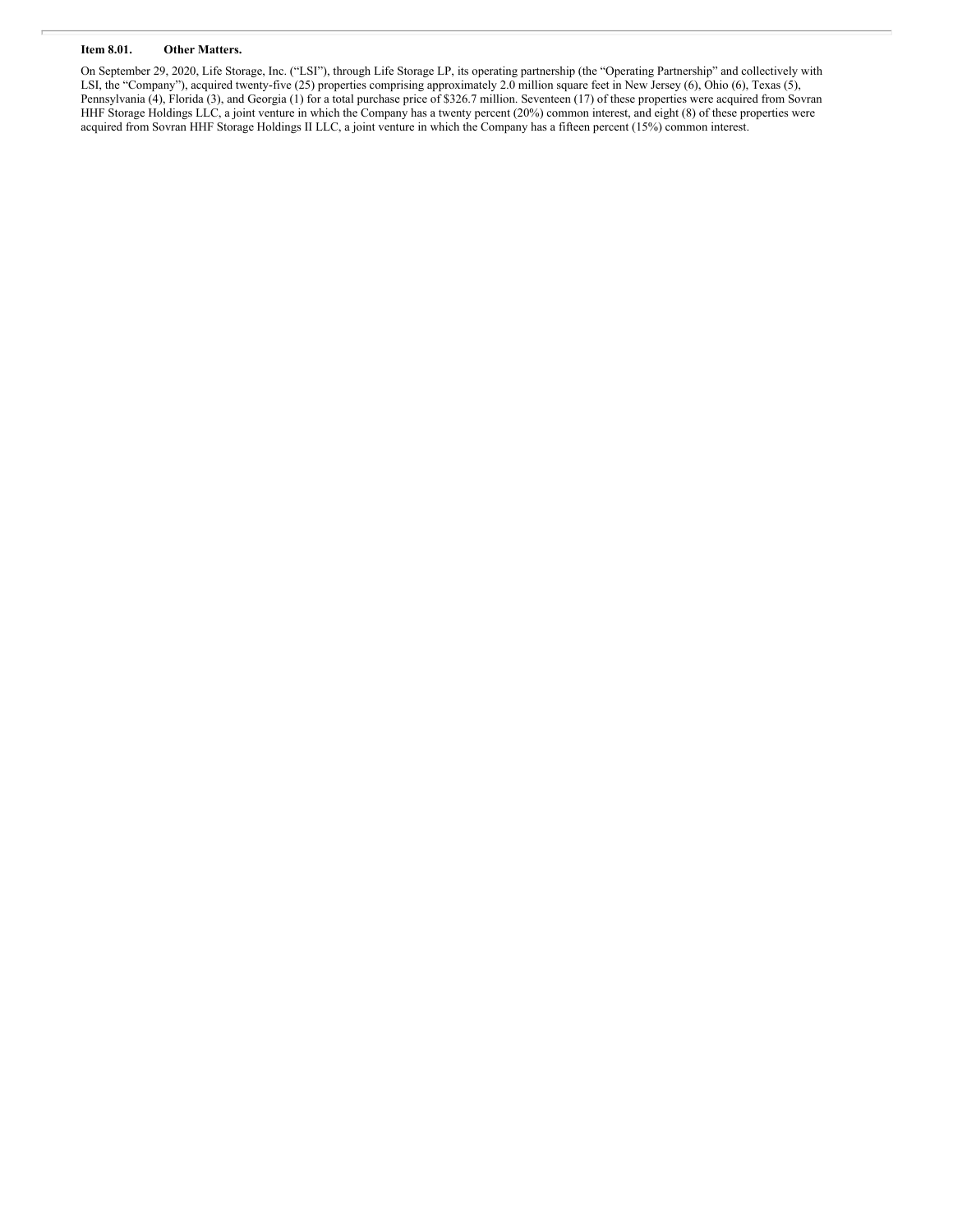**Item 8.01. Other Matters.**

On September 29, 2020, Life Storage, Inc. ("LSI"), through Life Storage LP, its operating partnership (the "Operating Partnership" and collectively with LSI, the "Company"), acquired twenty-five (25) properties comprising approximately 2.0 million square feet in New Jersey (6), Ohio (6), Texas (5), Pennsylvania (4), Florida (3), and Georgia (1) for a total purchase price of $326.7 million. Seventeen (17) of these properties were acquired from Sovran HHF Storage Holdings LLC, a joint venture in which the Company has a twenty percent (20%) common interest, and eight (8) of these properties were acquired from Sovran HHF Storage Holdings II LLC, a joint venture in which the Company has a fifteen percent (15%) common interest.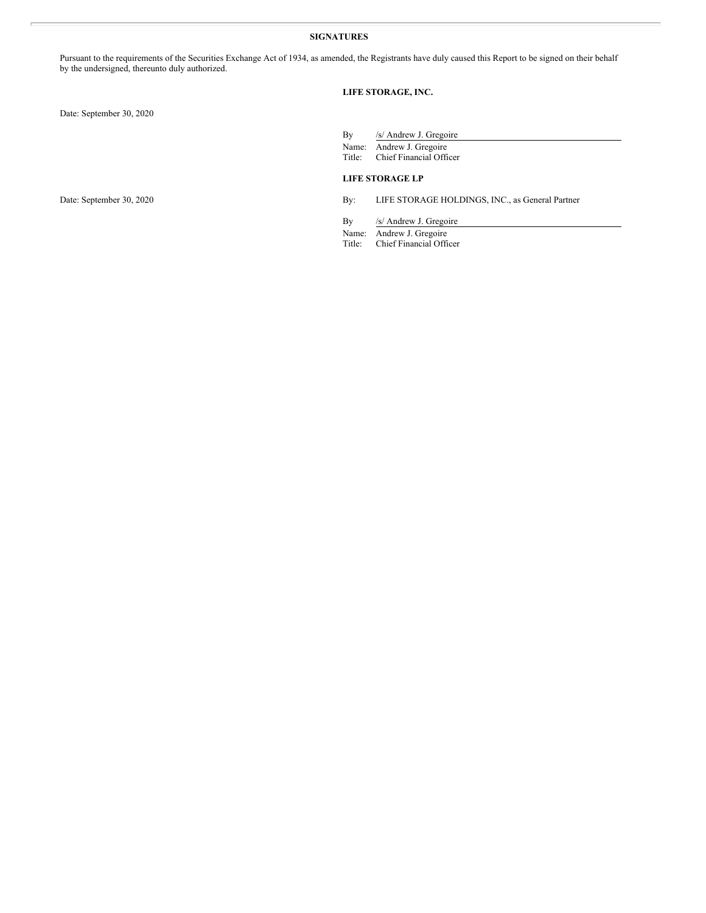## SIGNATURES

Pursuant to the requirements of the Securities Exchange Act of 1934, as amended, the Registrants have duly caused this Report to be signed on their behalf by the undersigned, thereunto duly authorized.

**LIFE STORAGE, INC.**

Date: September 30, 2020

By /s/ Andrew J. Gregoire
Name: Andrew J. Gregoire
Title: Chief Financial Officer

**LIFE STORAGE LP**

Date: September 30, 2020

By: LIFE STORAGE HOLDINGS, INC., as General Partner

By /s/ Andrew J. Gregoire
Name: Andrew J. Gregoire
Title: Chief Financial Officer